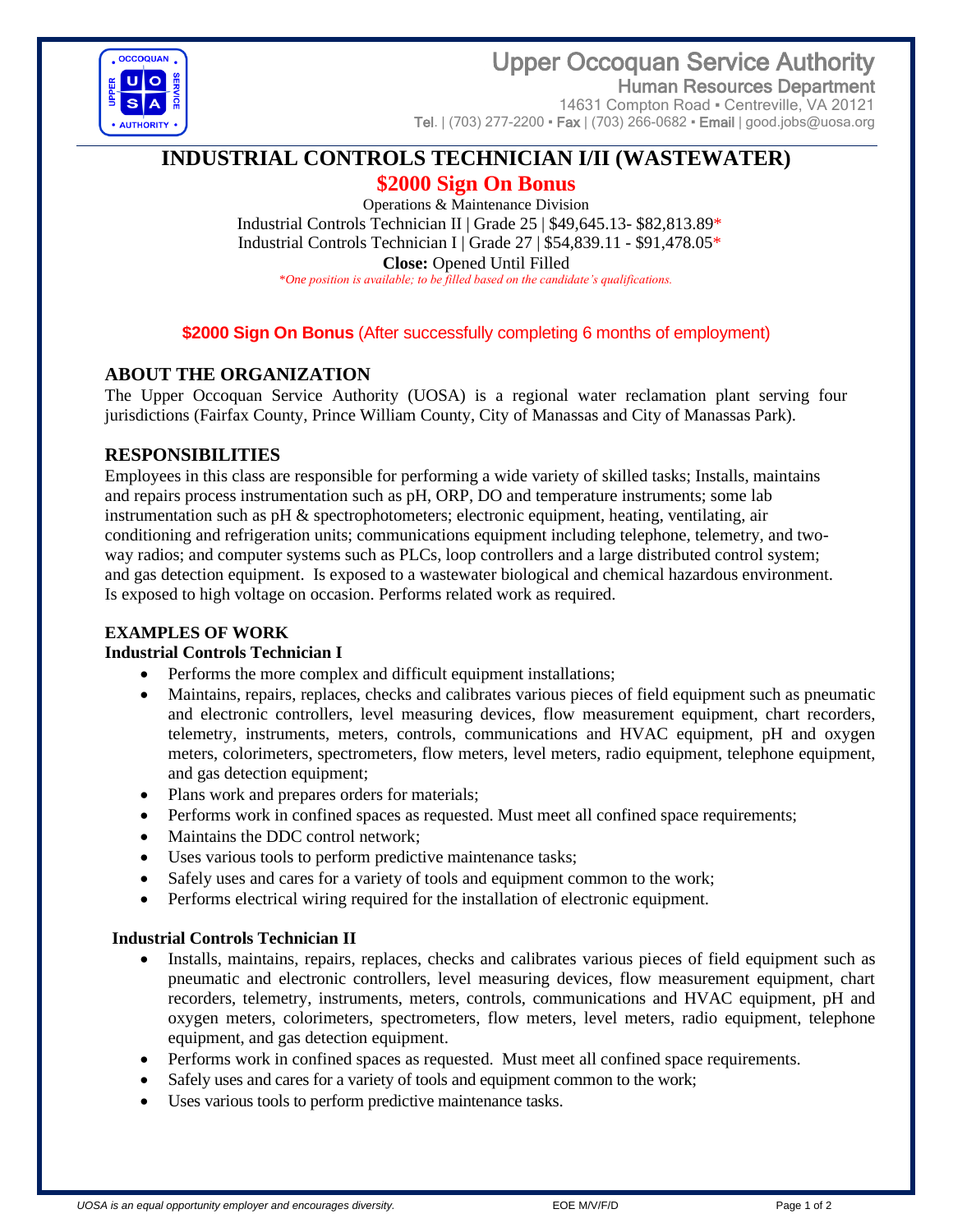# Upper Occoquan Service Authority

Human Resources Department

14631 Compton Road ▪ Centreville, VA 20121

Tel. | (703) 277-2200 ▪ Fax | (703) 266-0682 ▪ Email | good.jobs@uosa.org

## INDUSTRIAL CONTROLS TECHNICIAN I/II (WASTEWATER)

**$2000 Sign On Bonus**

Operations & Maintenance Division

Industrial Controls Technician II | Grade 25 | $49,645.13- $82,813.89*

Industrial Controls Technician I | Grade 27 | $54,839.11 - $91,478.05*

**Close:** Opened Until Filled

*\*One position is available; to be filled based on the candidate's qualifications.*

**$2000 Sign On Bonus** (After successfully completing 6 months of employment)

### ABOUT THE ORGANIZATION

The Upper Occoquan Service Authority (UOSA) is a regional water reclamation plant serving four jurisdictions (Fairfax County, Prince William County, City of Manassas and City of Manassas Park).

### RESPONSIBILITIES

Employees in this class are responsible for performing a wide variety of skilled tasks; Installs, maintains and repairs process instrumentation such as pH, ORP, DO and temperature instruments; some lab instrumentation such as pH & spectrophotometers; electronic equipment, heating, ventilating, air conditioning and refrigeration units; communications equipment including telephone, telemetry, and two-way radios; and computer systems such as PLCs, loop controllers and a large distributed control system; and gas detection equipment. Is exposed to a wastewater biological and chemical hazardous environment. Is exposed to high voltage on occasion. Performs related work as required.

### EXAMPLES OF WORK

**Industrial Controls Technician I**

- Performs the more complex and difficult equipment installations;
- Maintains, repairs, replaces, checks and calibrates various pieces of field equipment such as pneumatic and electronic controllers, level measuring devices, flow measurement equipment, chart recorders, telemetry, instruments, meters, controls, communications and HVAC equipment, pH and oxygen meters, colorimeters, spectrometers, flow meters, level meters, radio equipment, telephone equipment, and gas detection equipment;
- Plans work and prepares orders for materials;
- Performs work in confined spaces as requested. Must meet all confined space requirements;
- Maintains the DDC control network;
- Uses various tools to perform predictive maintenance tasks;
- Safely uses and cares for a variety of tools and equipment common to the work;
- Performs electrical wiring required for the installation of electronic equipment.

**Industrial Controls Technician II**

- Installs, maintains, repairs, replaces, checks and calibrates various pieces of field equipment such as pneumatic and electronic controllers, level measuring devices, flow measurement equipment, chart recorders, telemetry, instruments, meters, controls, communications and HVAC equipment, pH and oxygen meters, colorimeters, spectrometers, flow meters, level meters, radio equipment, telephone equipment, and gas detection equipment.
- Performs work in confined spaces as requested. Must meet all confined space requirements.
- Safely uses and cares for a variety of tools and equipment common to the work;
- Uses various tools to perform predictive maintenance tasks.

*UOSA is an equal opportunity employer and encourages diversity.* EOE M/V/F/D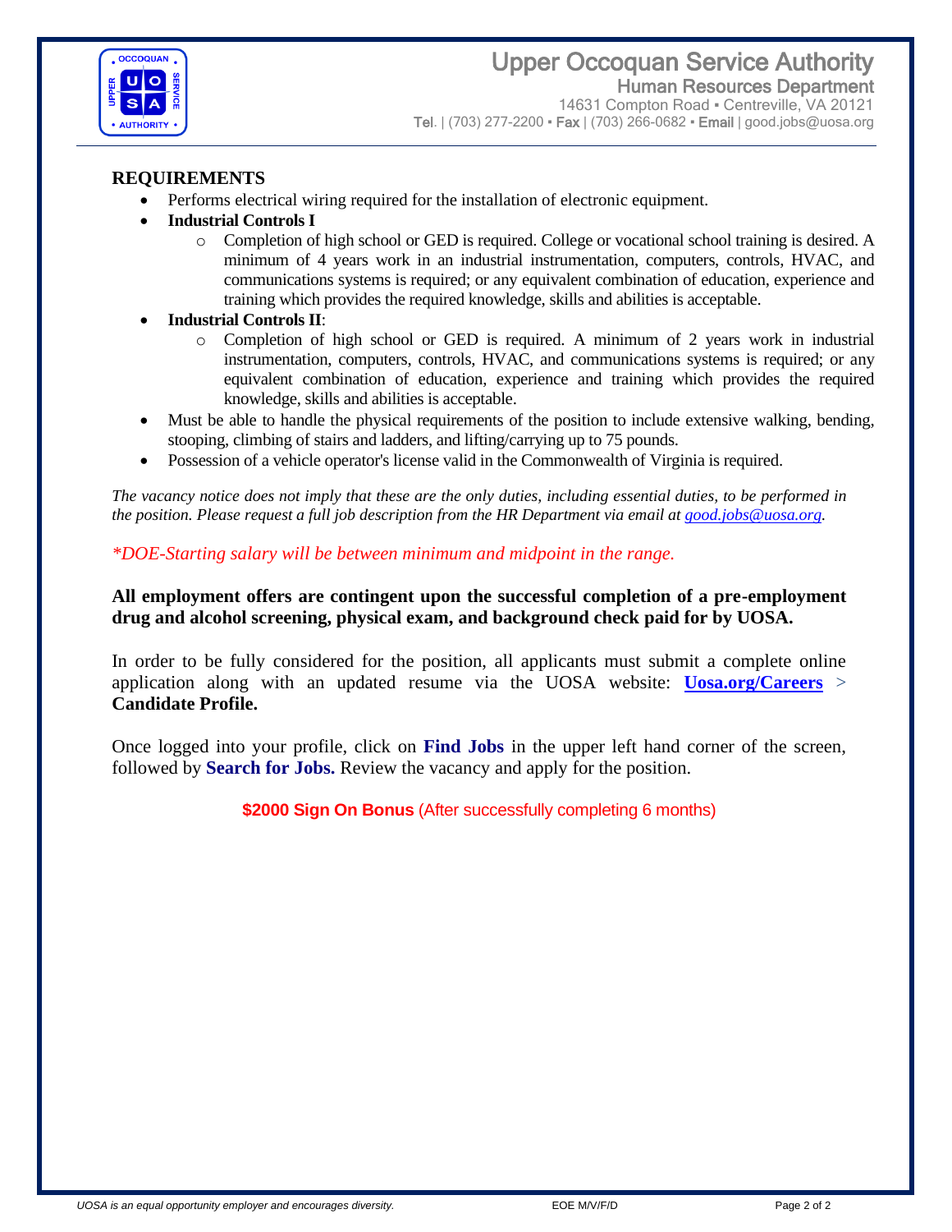## REQUIREMENTS

- Performs electrical wiring required for the installation of electronic equipment.
- **Industrial Controls I**
  - Completion of high school or GED is required. College or vocational school training is desired. A minimum of 4 years work in an industrial instrumentation, computers, controls, HVAC, and communications systems is required; or any equivalent combination of education, experience and training which provides the required knowledge, skills and abilities is acceptable.
- **Industrial Controls II**:
  - Completion of high school or GED is required. A minimum of 2 years work in industrial instrumentation, computers, controls, HVAC, and communications systems is required; or any equivalent combination of education, experience and training which provides the required knowledge, skills and abilities is acceptable.
- Must be able to handle the physical requirements of the position to include extensive walking, bending, stooping, climbing of stairs and ladders, and lifting/carrying up to 75 pounds.
- Possession of a vehicle operator's license valid in the Commonwealth of Virginia is required.

*The vacancy notice does not imply that these are the only duties, including essential duties, to be performed in the position. Please request a full job description from the HR Department via email at good.jobs@uosa.org.*

*\*DOE-Starting salary will be between minimum and midpoint in the range.*

**All employment offers are contingent upon the successful completion of a pre-employment drug and alcohol screening, physical exam, and background check paid for by UOSA.**

In order to be fully considered for the position, all applicants must submit a complete online application along with an updated resume via the UOSA website: **Uosa.org/Careers** > **Candidate Profile.**

Once logged into your profile, click on **Find Jobs** in the upper left hand corner of the screen, followed by **Search for Jobs.** Review the vacancy and apply for the position.

**$2000 Sign On Bonus** (After successfully completing 6 months)

*UOSA is an equal opportunity employer and encourages diversity.*

EOE M/V/F/D